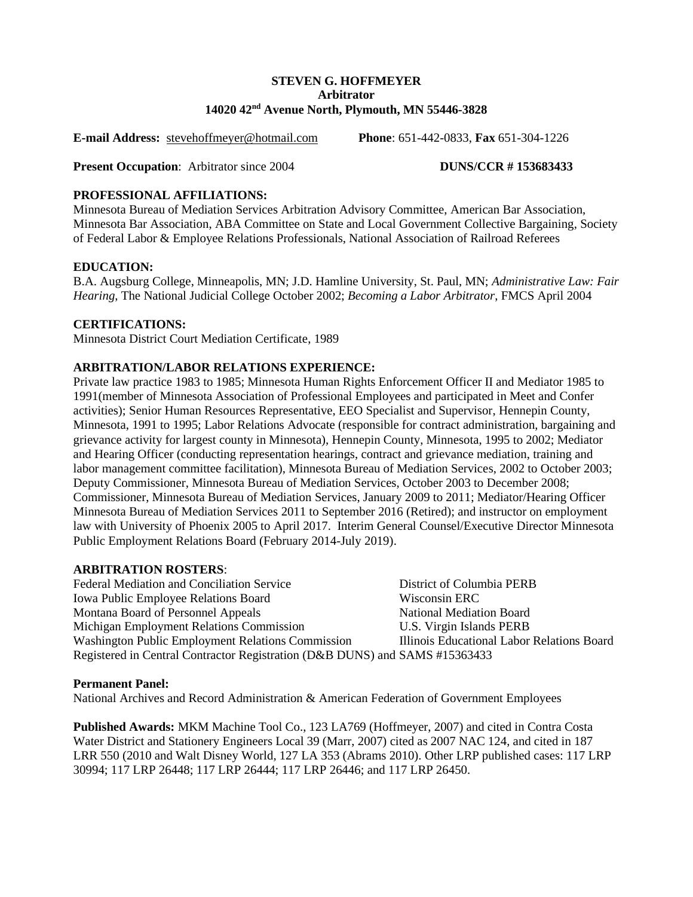**STEVEN G. HOFFMEYER**
**Arbitrator**
**14020 42nd Avenue North, Plymouth, MN 55446-3828**

**E-mail Address:** stevehoffmeyer@hotmail.com **Phone**: 651-442-0833, **Fax** 651-304-1226

**Present Occupation**: Arbitrator since 2004 **DUNS/CCR # 153683433**

**PROFESSIONAL AFFILIATIONS:**
Minnesota Bureau of Mediation Services Arbitration Advisory Committee, American Bar Association, Minnesota Bar Association, ABA Committee on State and Local Government Collective Bargaining, Society of Federal Labor & Employee Relations Professionals, National Association of Railroad Referees

**EDUCATION:**
B.A. Augsburg College, Minneapolis, MN; J.D. Hamline University, St. Paul, MN; *Administrative Law: Fair Hearing*, The National Judicial College October 2002; *Becoming a Labor Arbitrator*, FMCS April 2004

**CERTIFICATIONS:**
Minnesota District Court Mediation Certificate, 1989

**ARBITRATION/LABOR RELATIONS EXPERIENCE:**
Private law practice 1983 to 1985; Minnesota Human Rights Enforcement Officer II and Mediator 1985 to 1991(member of Minnesota Association of Professional Employees and participated in Meet and Confer activities); Senior Human Resources Representative, EEO Specialist and Supervisor, Hennepin County, Minnesota, 1991 to 1995; Labor Relations Advocate (responsible for contract administration, bargaining and grievance activity for largest county in Minnesota), Hennepin County, Minnesota, 1995 to 2002; Mediator and Hearing Officer (conducting representation hearings, contract and grievance mediation, training and labor management committee facilitation), Minnesota Bureau of Mediation Services, 2002 to October 2003; Deputy Commissioner, Minnesota Bureau of Mediation Services, October 2003 to December 2008; Commissioner, Minnesota Bureau of Mediation Services, January 2009 to 2011; Mediator/Hearing Officer Minnesota Bureau of Mediation Services 2011 to September 2016 (Retired); and instructor on employment law with University of Phoenix 2005 to April 2017. Interim General Counsel/Executive Director Minnesota Public Employment Relations Board (February 2014-July 2019).

**ARBITRATION ROSTERS**:

- Federal Mediation and Conciliation Service
- Iowa Public Employee Relations Board
- Montana Board of Personnel Appeals
- Michigan Employment Relations Commission
- Washington Public Employment Relations Commission
- District of Columbia PERB
- Wisconsin ERC
- National Mediation Board
- U.S. Virgin Islands PERB
- Illinois Educational Labor Relations Board

Registered in Central Contractor Registration (D&B DUNS) and SAMS #15363433

**Permanent Panel:**
National Archives and Record Administration & American Federation of Government Employees

**Published Awards:** MKM Machine Tool Co., 123 LA769 (Hoffmeyer, 2007) and cited in Contra Costa Water District and Stationery Engineers Local 39 (Marr, 2007) cited as 2007 NAC 124, and cited in 187 LRR 550 (2010 and Walt Disney World, 127 LA 353 (Abrams 2010). Other LRP published cases: 117 LRP 30994; 117 LRP 26448; 117 LRP 26444; 117 LRP 26446; and 117 LRP 26450.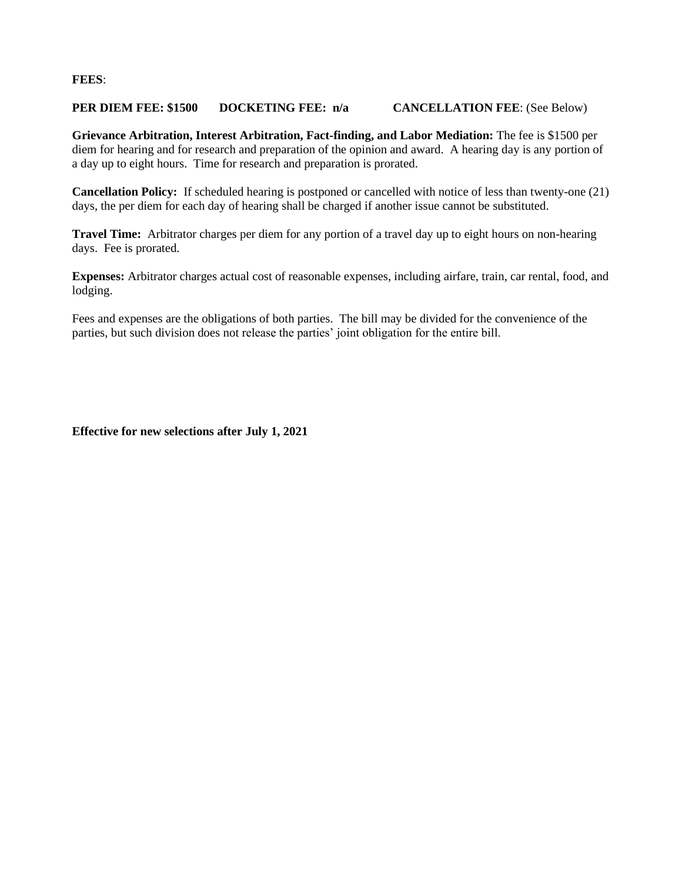**FEES**:

**PER DIEM FEE: $1500** **DOCKETING FEE: n/a** **CANCELLATION FEE**: (See Below)

**Grievance Arbitration, Interest Arbitration, Fact-finding, and Labor Mediation:** The fee is $1500 per diem for hearing and for research and preparation of the opinion and award. A hearing day is any portion of a day up to eight hours. Time for research and preparation is prorated.

**Cancellation Policy:** If scheduled hearing is postponed or cancelled with notice of less than twenty-one (21) days, the per diem for each day of hearing shall be charged if another issue cannot be substituted.

**Travel Time:** Arbitrator charges per diem for any portion of a travel day up to eight hours on non-hearing days. Fee is prorated.

**Expenses:** Arbitrator charges actual cost of reasonable expenses, including airfare, train, car rental, food, and lodging.

Fees and expenses are the obligations of both parties. The bill may be divided for the convenience of the parties, but such division does not release the parties' joint obligation for the entire bill.

**Effective for new selections after July 1, 2021**